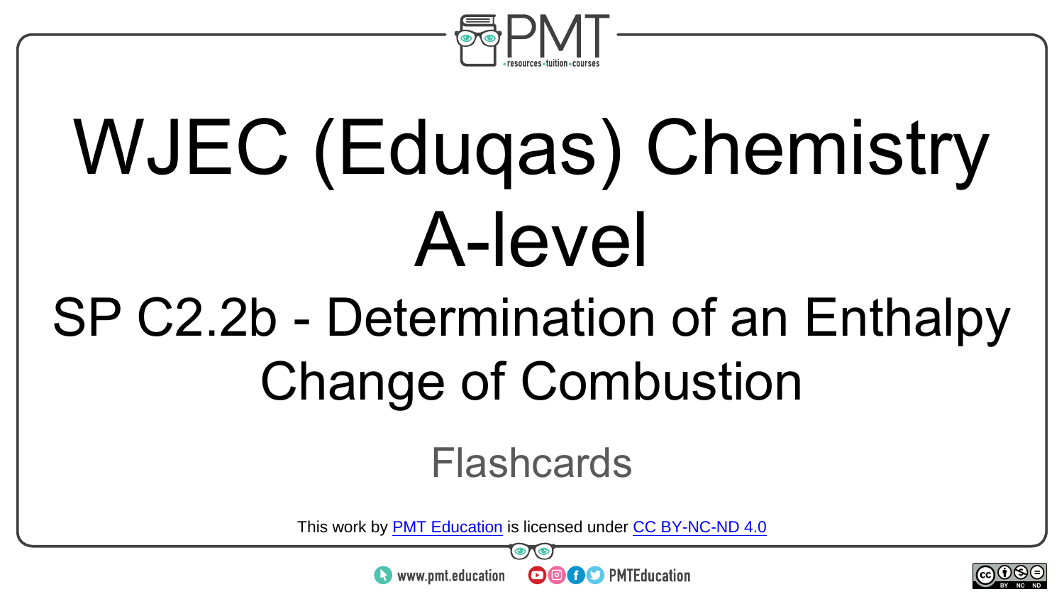# WJEC (Eduqas) Chemistry A-level

## SP C2.2b - Determination of an Enthalpy Change of Combustion

Flashcards

This work by PMT Education is licensed under CC BY-NC-ND 4.0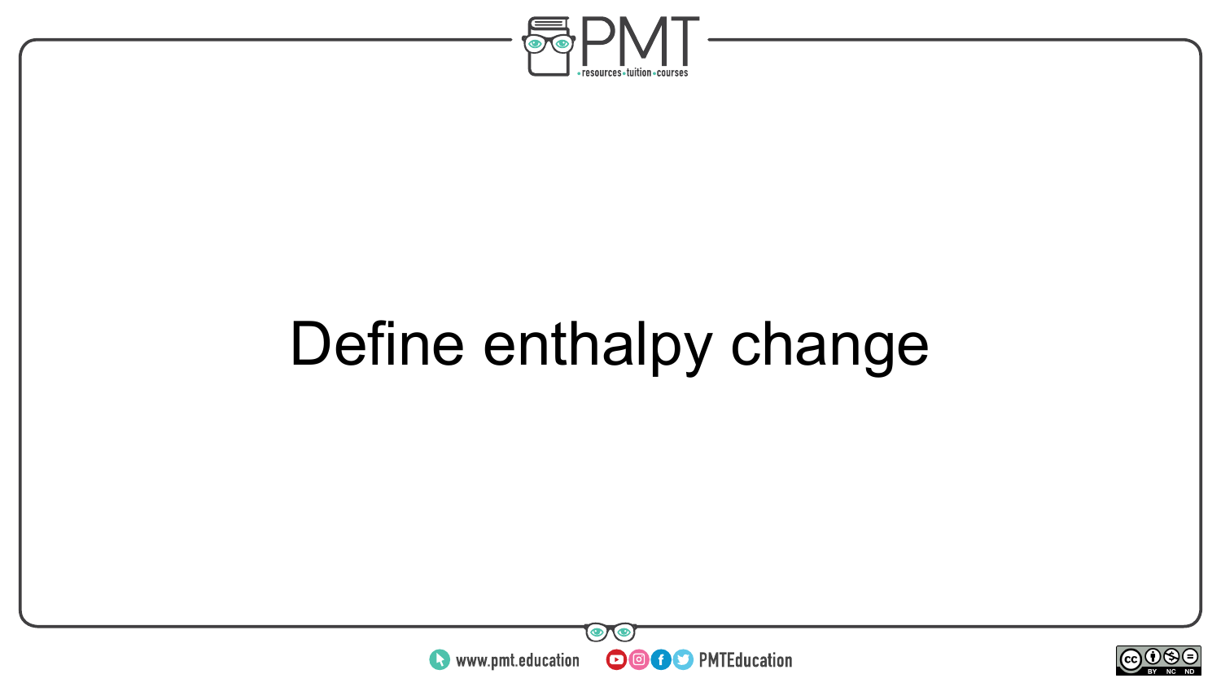Define enthalpy change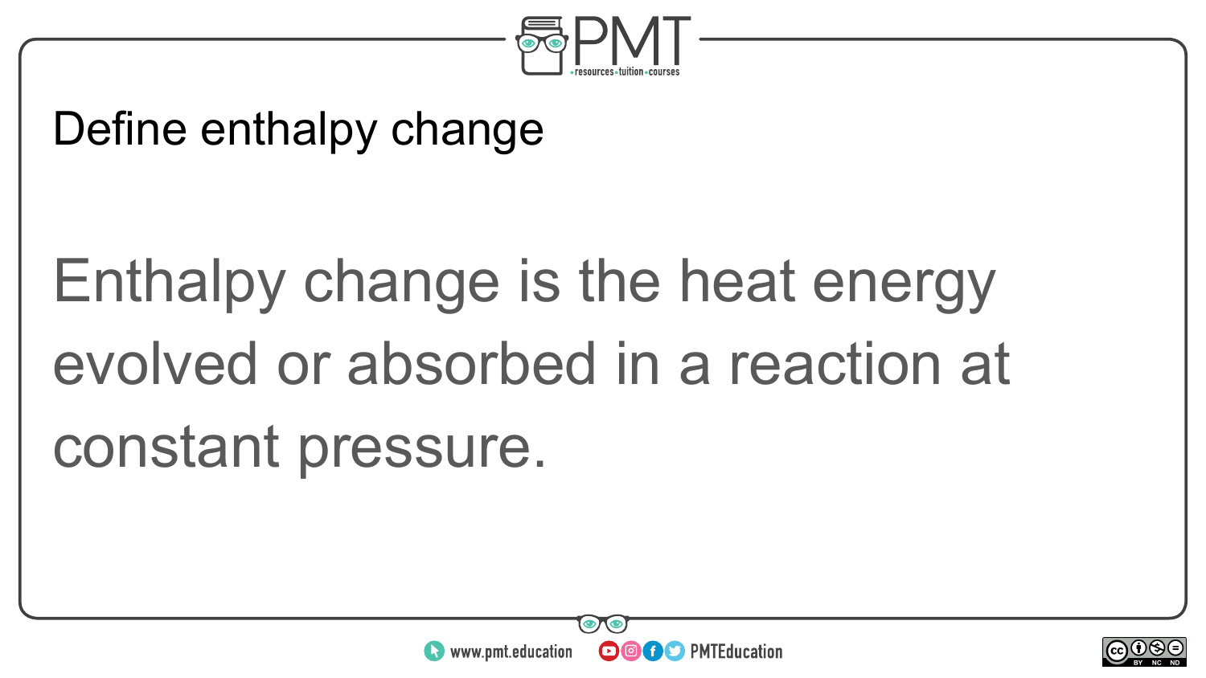# Define enthalpy change

Enthalpy change is the heat energy evolved or absorbed in a reaction at constant pressure.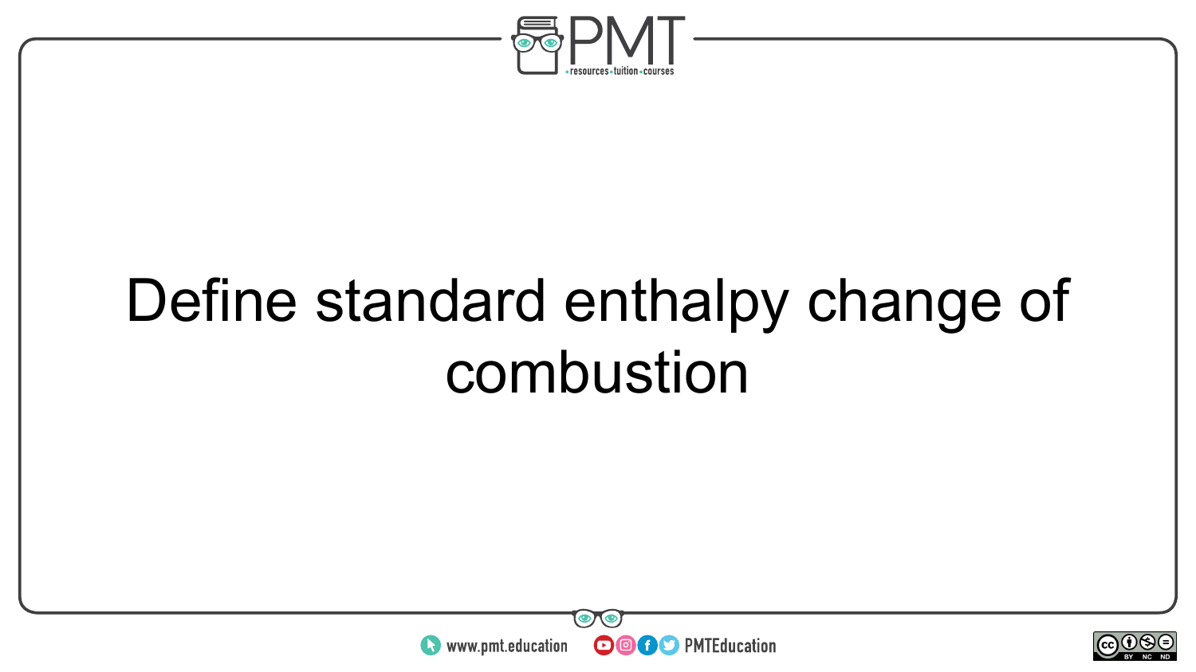Define standard enthalpy change of combustion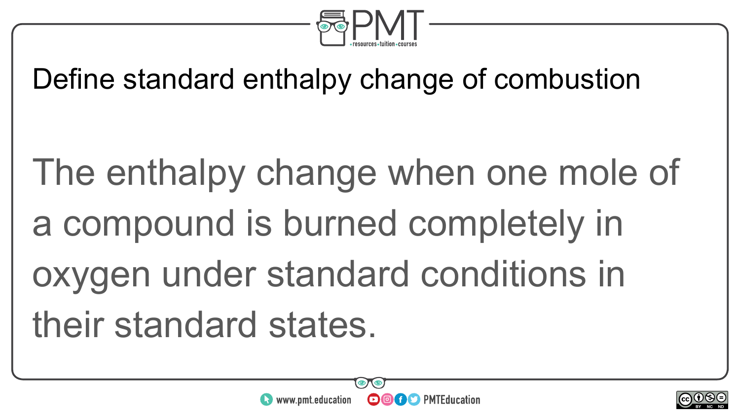Define standard enthalpy change of combustion

The enthalpy change when one mole of a compound is burned completely in oxygen under standard conditions in their standard states.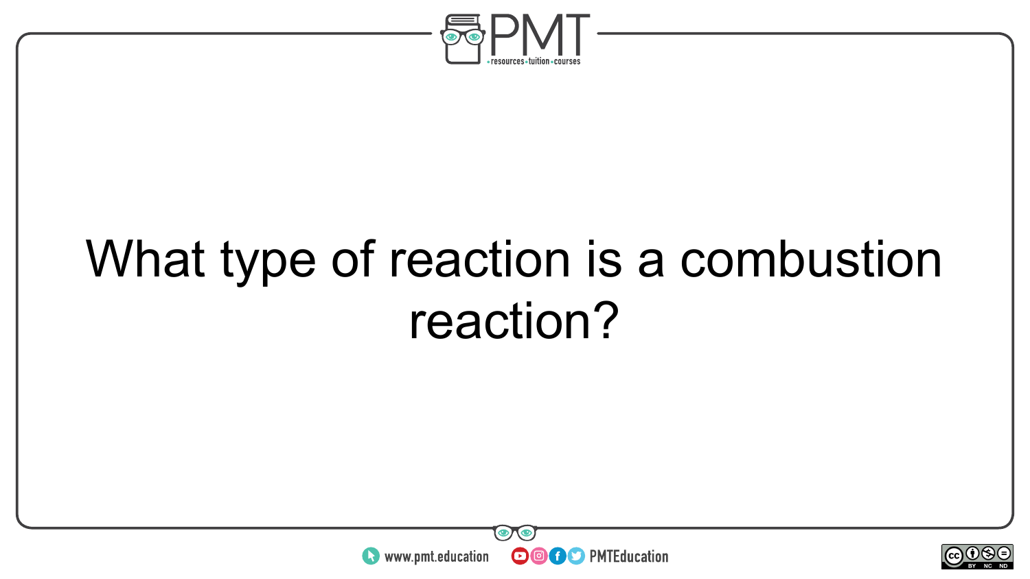What type of reaction is a combustion reaction?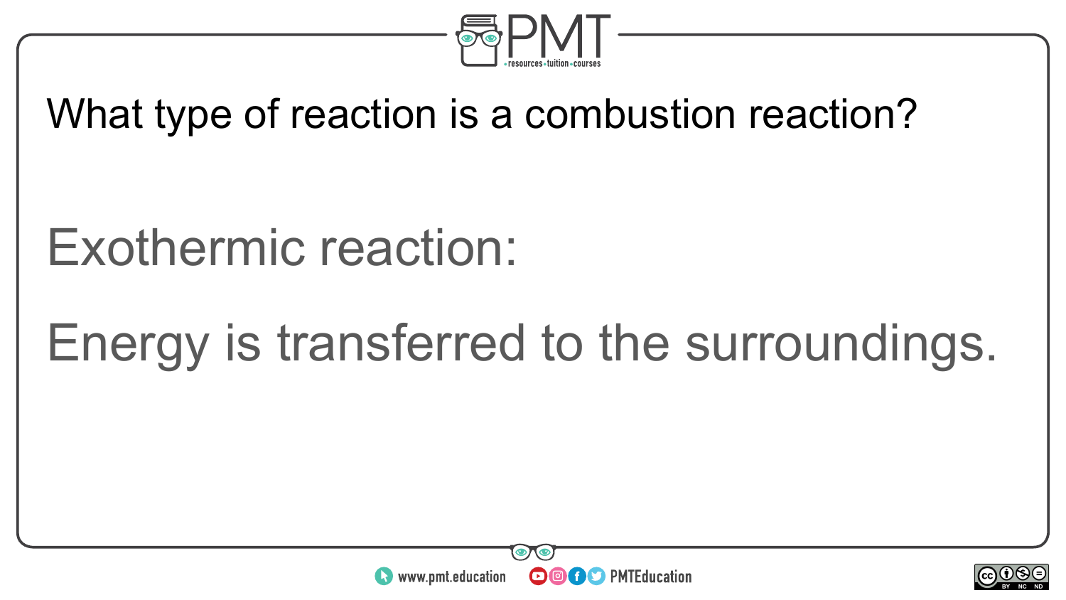What type of reaction is a combustion reaction?

Exothermic reaction:

Energy is transferred to the surroundings.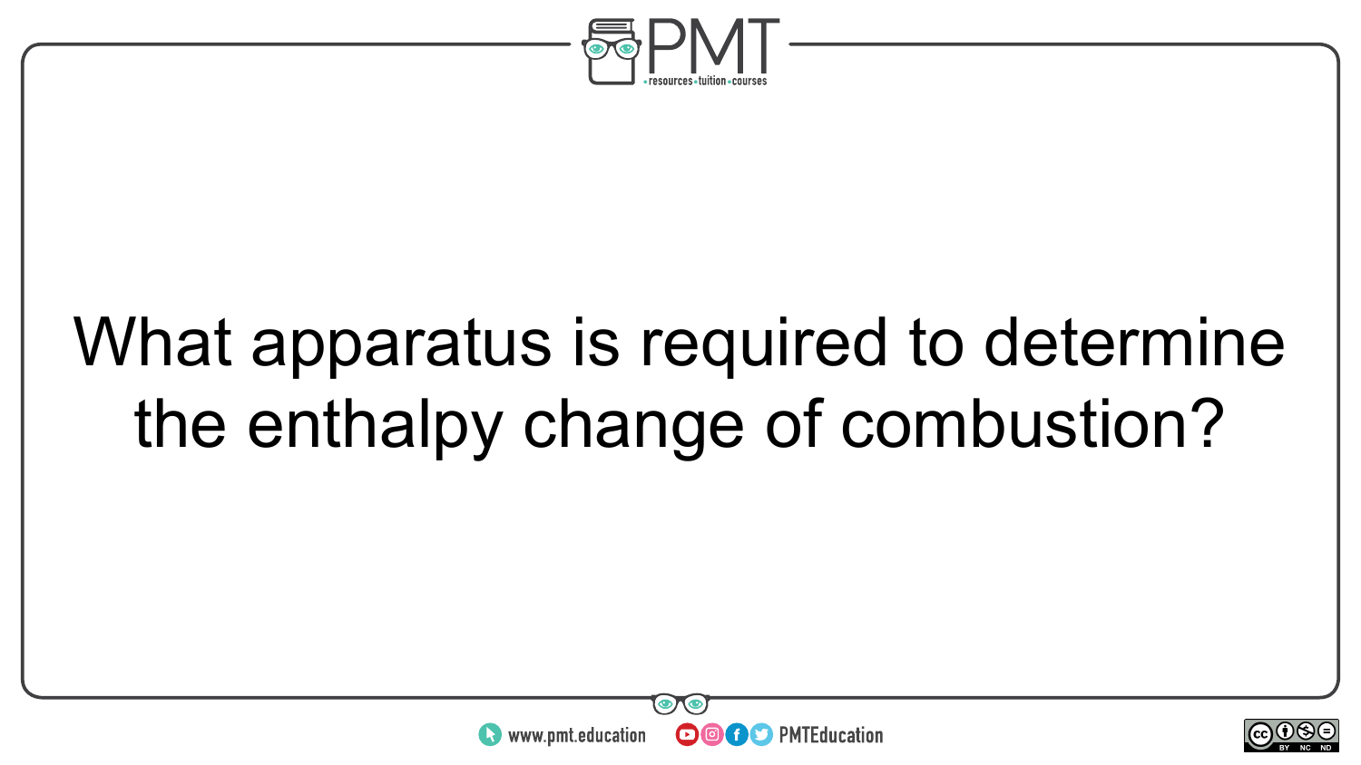What apparatus is required to determine the enthalpy change of combustion?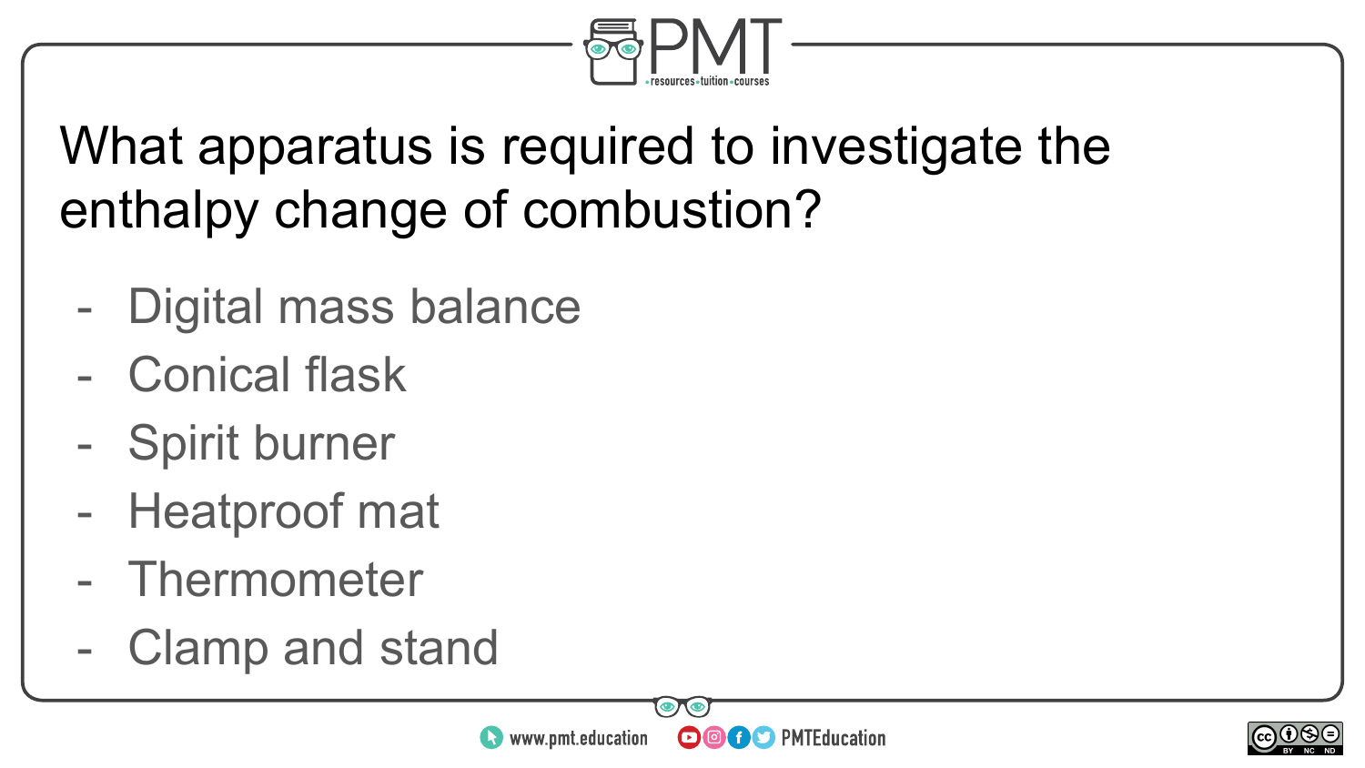What apparatus is required to investigate the enthalpy change of combustion?

- Digital mass balance
- Conical flask
- Spirit burner
- Heatproof mat
- Thermometer
- Clamp and stand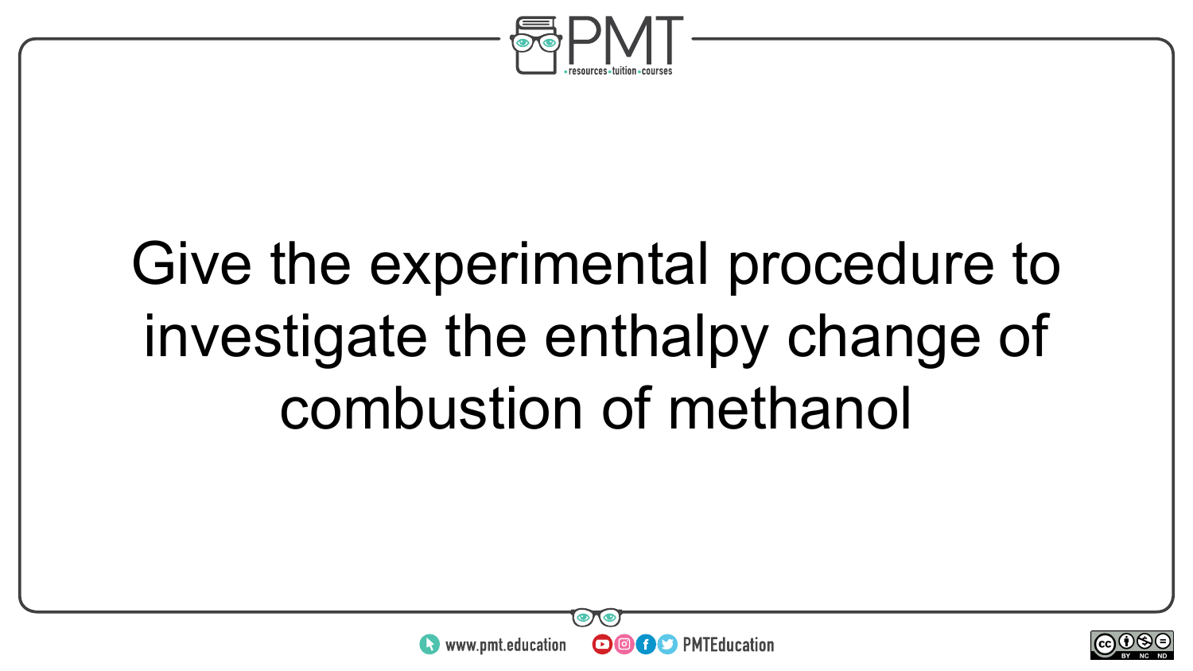Give the experimental procedure to investigate the enthalpy change of combustion of methanol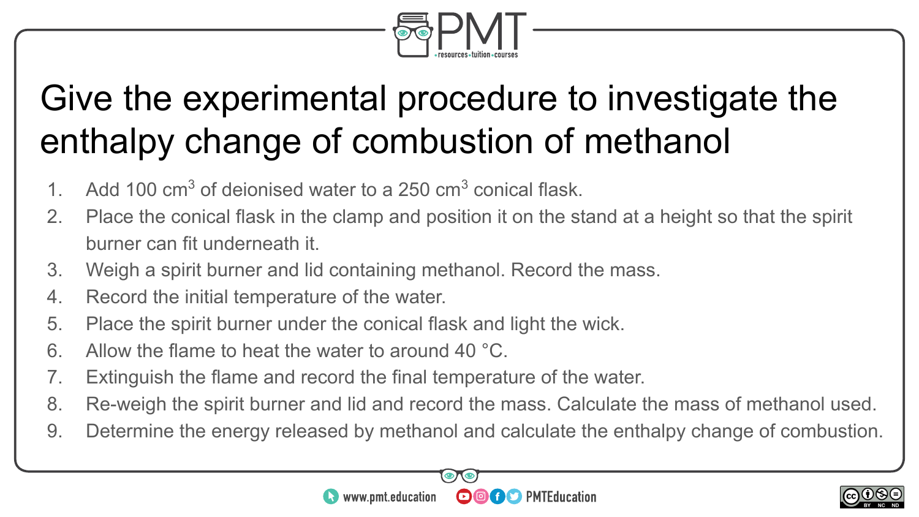# Give the experimental procedure to investigate the enthalpy change of combustion of methanol

1. Add 100 $cm^3$ of deionised water to a 250 $cm^3$ conical flask.
2. Place the conical flask in the clamp and position it on the stand at a height so that the spirit burner can fit underneath it.
3. Weigh a spirit burner and lid containing methanol. Record the mass.
4. Record the initial temperature of the water.
5. Place the spirit burner under the conical flask and light the wick.
6. Allow the flame to heat the water to around 40 °C.
7. Extinguish the flame and record the final temperature of the water.
8. Re-weigh the spirit burner and lid and record the mass. Calculate the mass of methanol used.
9. Determine the energy released by methanol and calculate the enthalpy change of combustion.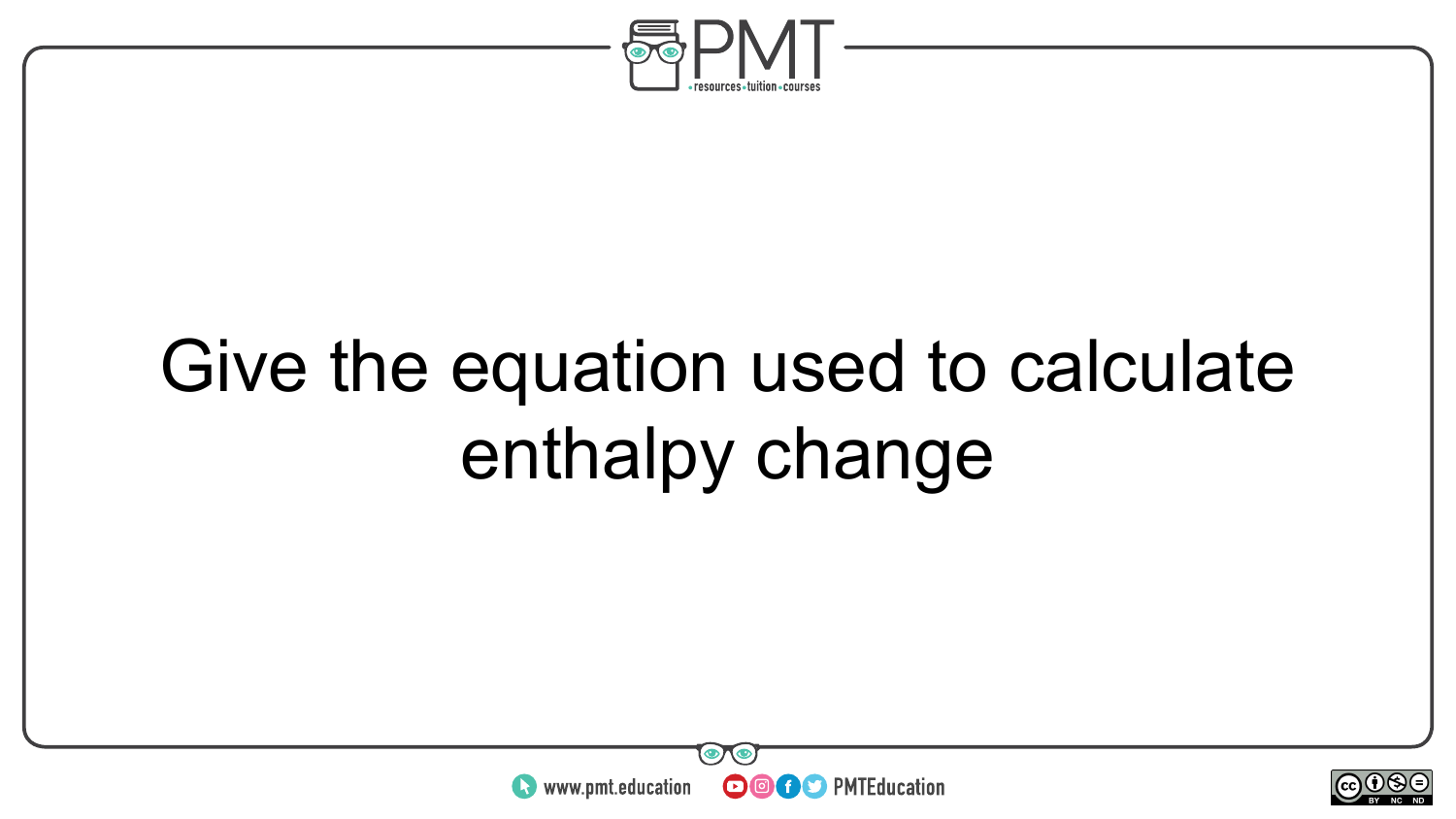Give the equation used to calculate enthalpy change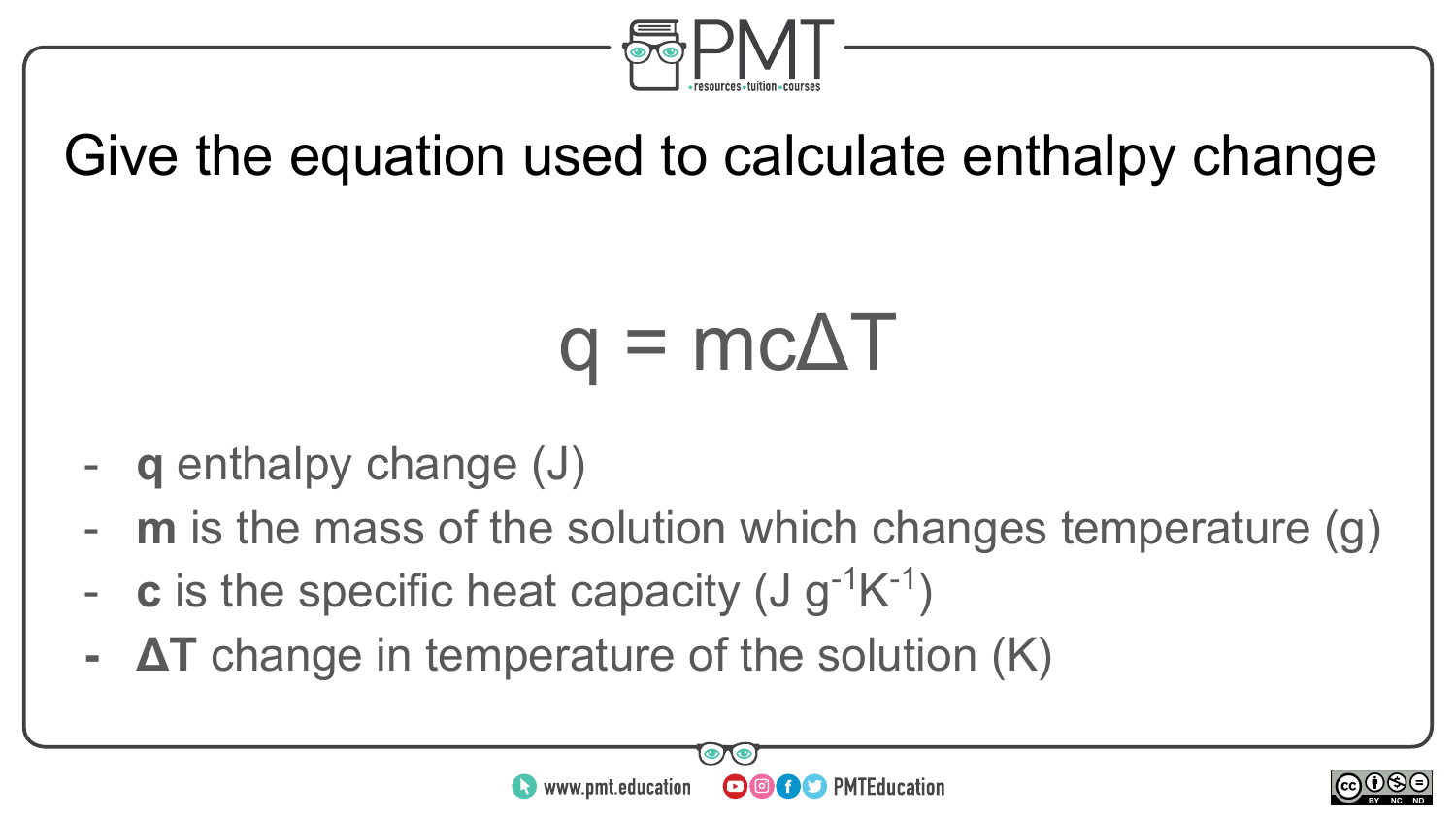# Give the equation used to calculate enthalpy change

$$q = mc\Delta T$$

- **q** enthalpy change (J)
- **m** is the mass of the solution which changes temperature (g)
- **c** is the specific heat capacity ($J\ g^{-1}K^{-1}$)
- **ΔT** change in temperature of the solution (K)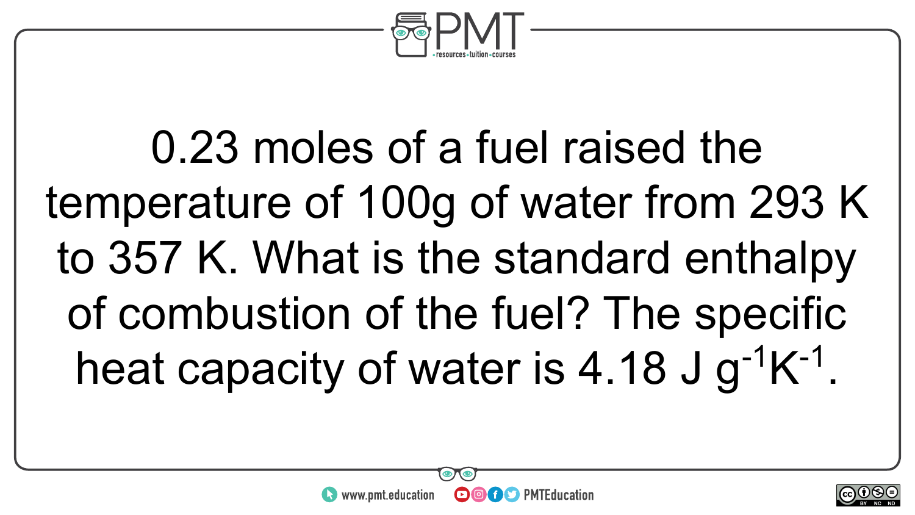0.23 moles of a fuel raised the temperature of 100g of water from 293 K to 357 K. What is the standard enthalpy of combustion of the fuel? The specific heat capacity of water is 4.18 J $g^{-1}K^{-1}$.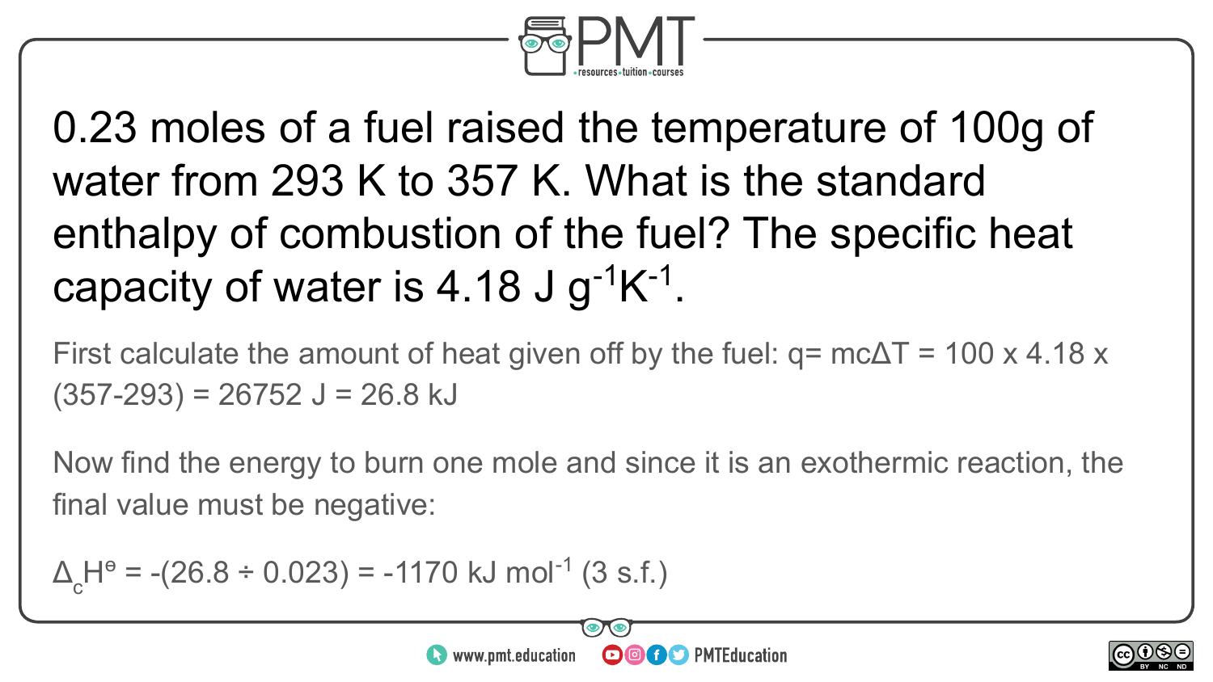0.23 moles of a fuel raised the temperature of 100g of water from 293 K to 357 K. What is the standard enthalpy of combustion of the fuel? The specific heat capacity of water is 4.18 J $g^{-1}K^{-1}$.

First calculate the amount of heat given off by the fuel: $q = mc\Delta T = 100 \times 4.18 \times (357-293) = 26752$ J = 26.8 kJ

Now find the energy to burn one mole and since it is an exothermic reaction, the final value must be negative:

$\Delta_c H^{\ominus} = -(26.8 \div 0.023) = -1170$ kJ $mol^{-1}$ (3 s.f.)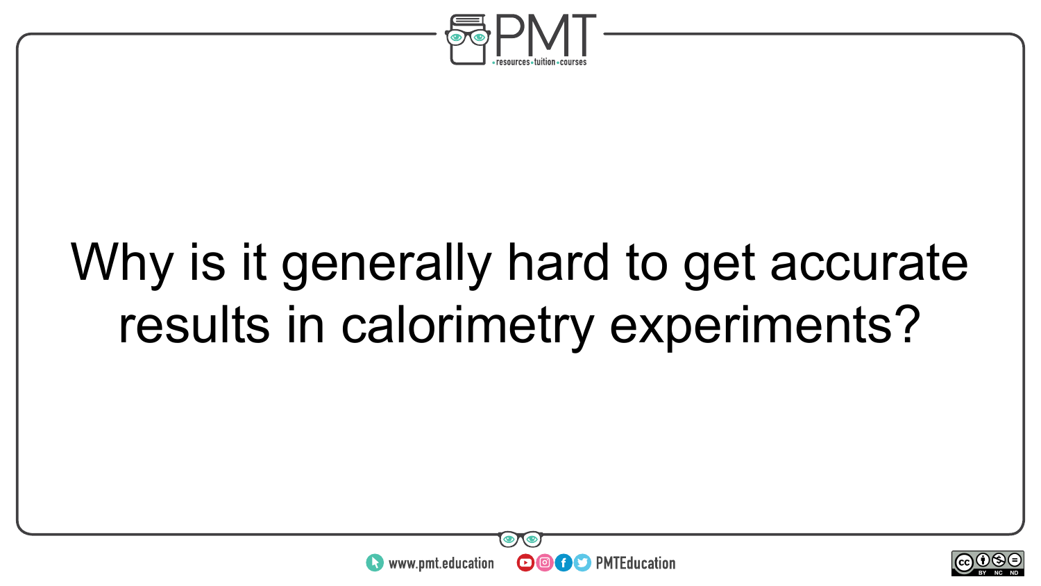Why is it generally hard to get accurate results in calorimetry experiments?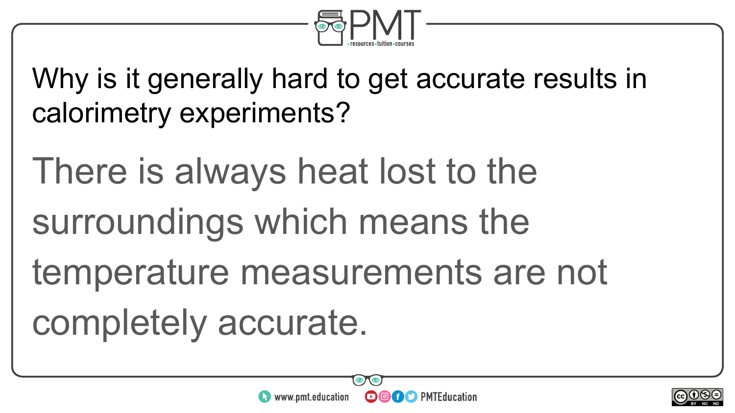Why is it generally hard to get accurate results in calorimetry experiments?

There is always heat lost to the surroundings which means the temperature measurements are not completely accurate.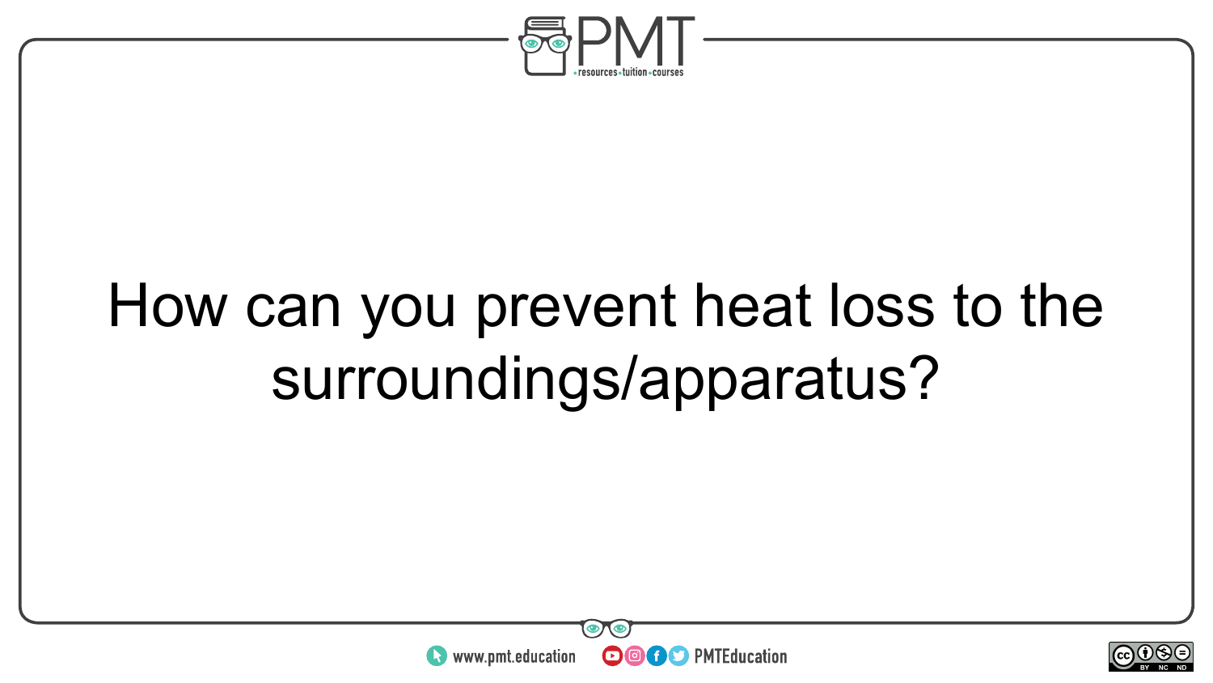How can you prevent heat loss to the surroundings/apparatus?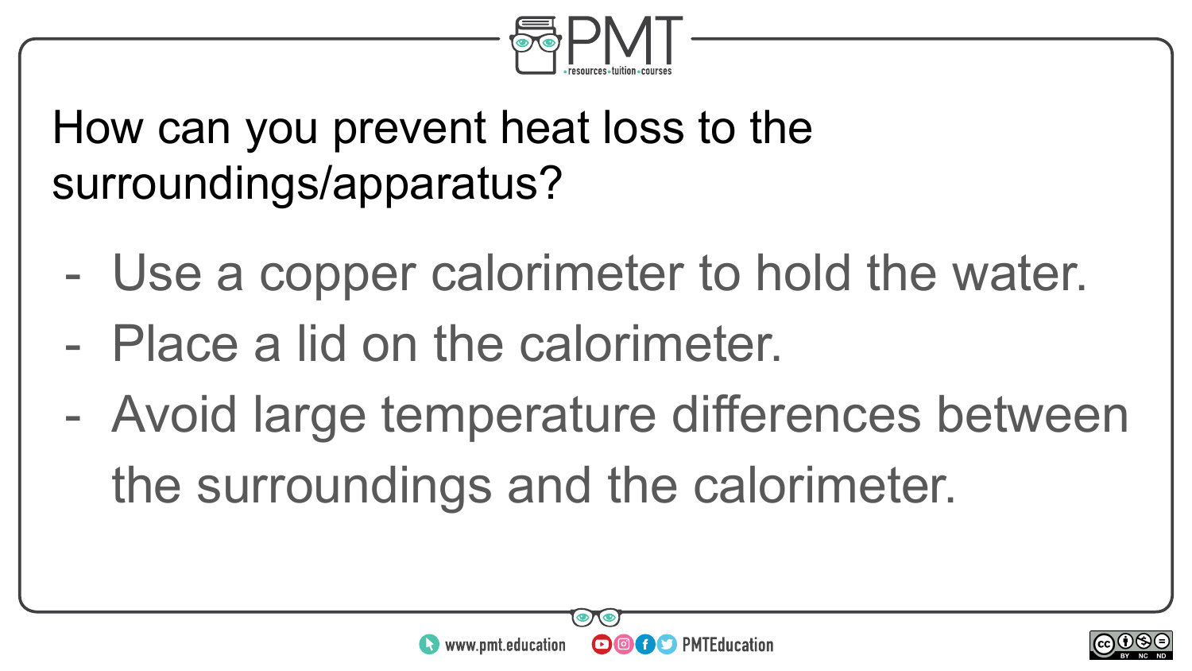How can you prevent heat loss to the surroundings/apparatus?

- Use a copper calorimeter to hold the water.
- Place a lid on the calorimeter.
- Avoid large temperature differences between the surroundings and the calorimeter.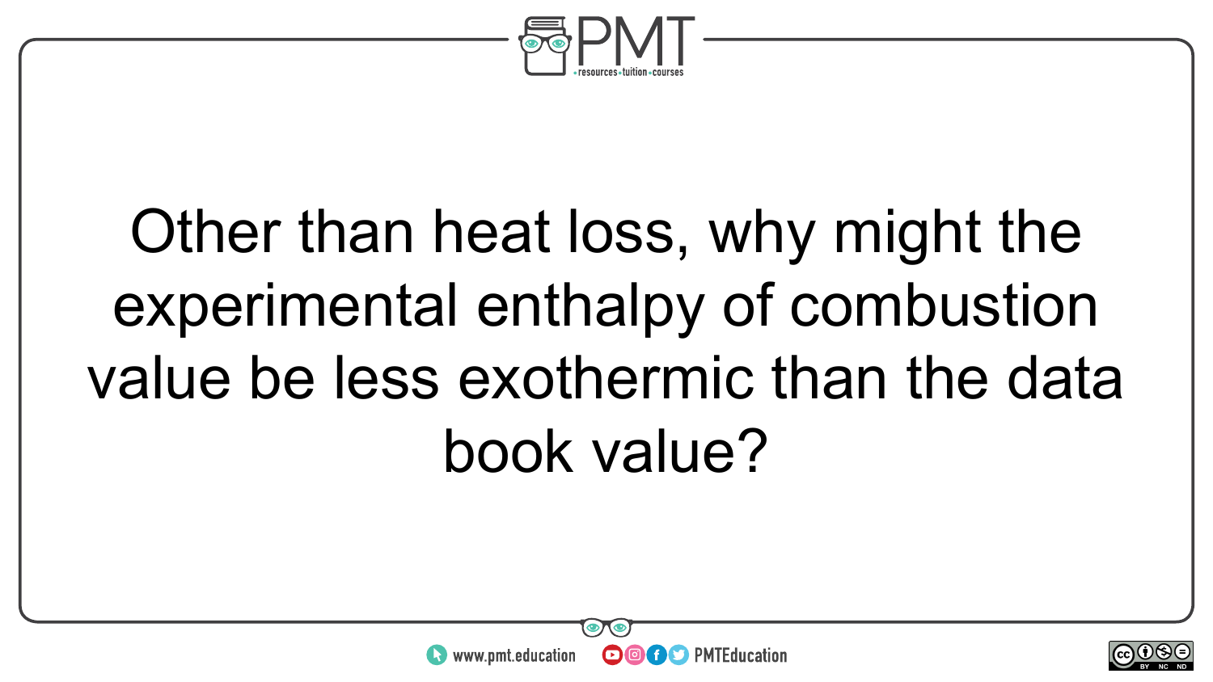Other than heat loss, why might the experimental enthalpy of combustion value be less exothermic than the data book value?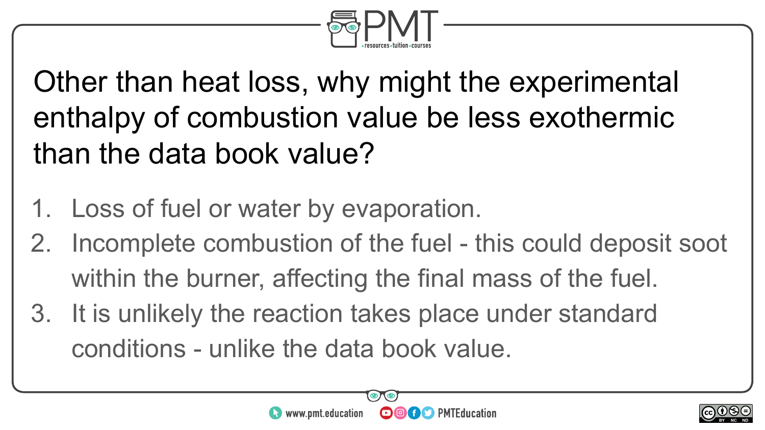Other than heat loss, why might the experimental enthalpy of combustion value be less exothermic than the data book value?

1. Loss of fuel or water by evaporation.
2. Incomplete combustion of the fuel - this could deposit soot within the burner, affecting the final mass of the fuel.
3. It is unlikely the reaction takes place under standard conditions - unlike the data book value.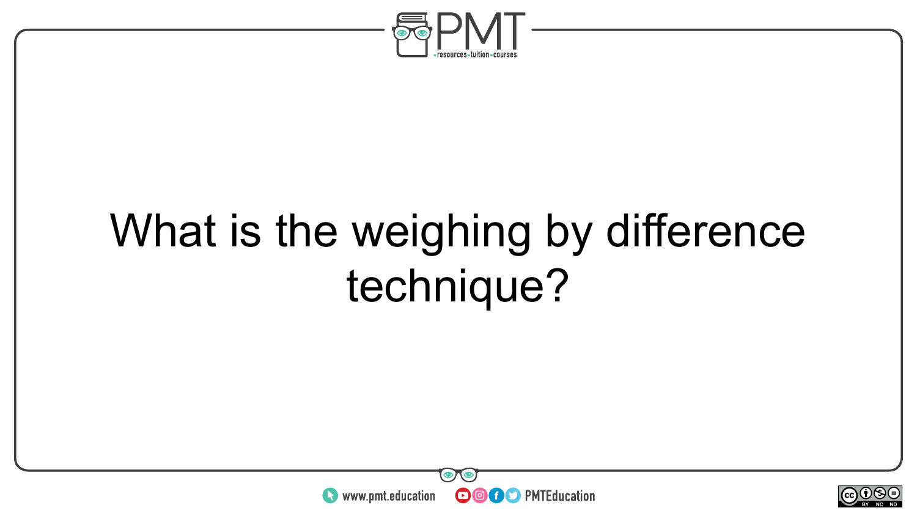What is the weighing by difference technique?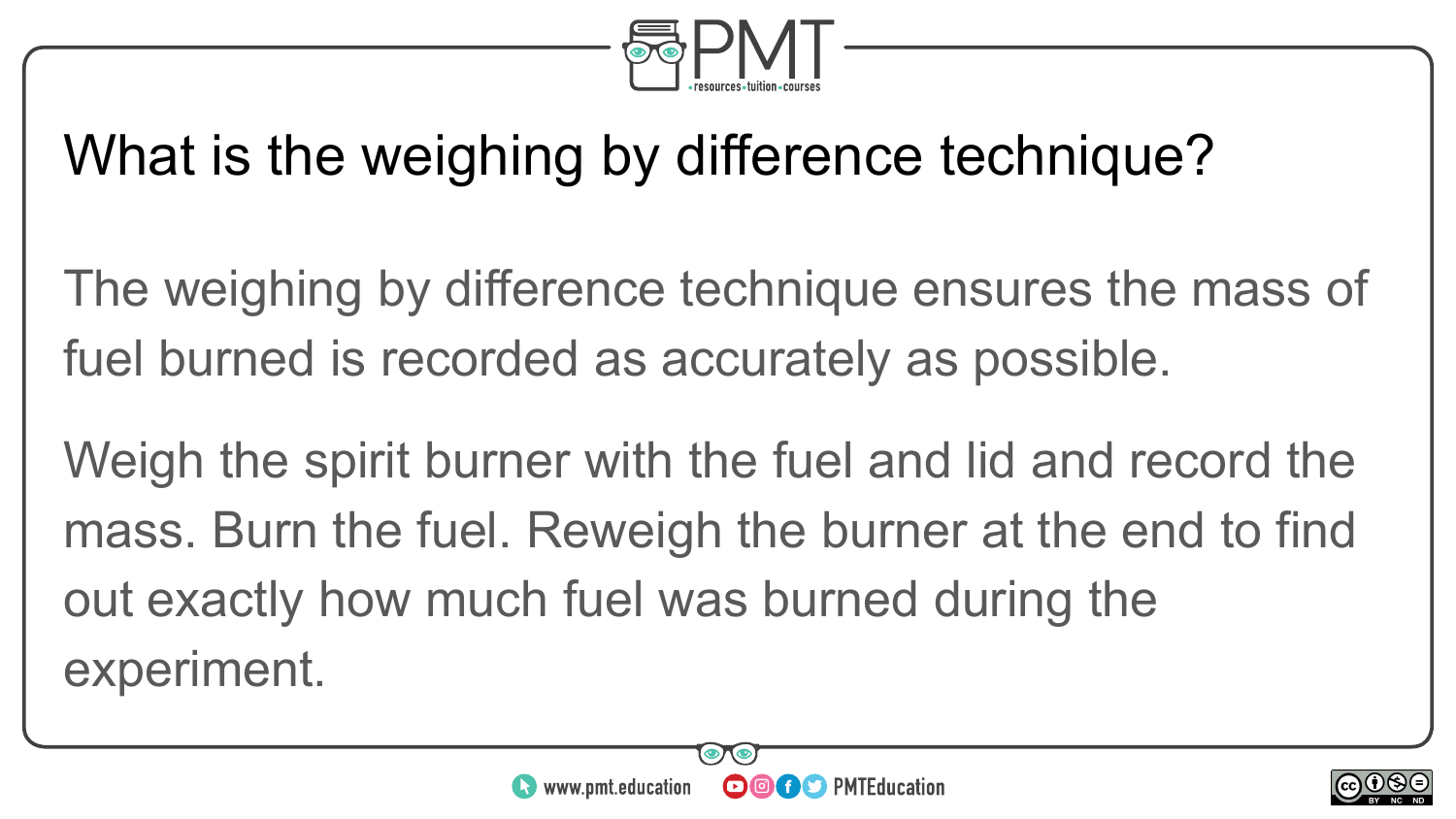# What is the weighing by difference technique?

The weighing by difference technique ensures the mass of fuel burned is recorded as accurately as possible.

Weigh the spirit burner with the fuel and lid and record the mass. Burn the fuel. Reweigh the burner at the end to find out exactly how much fuel was burned during the experiment.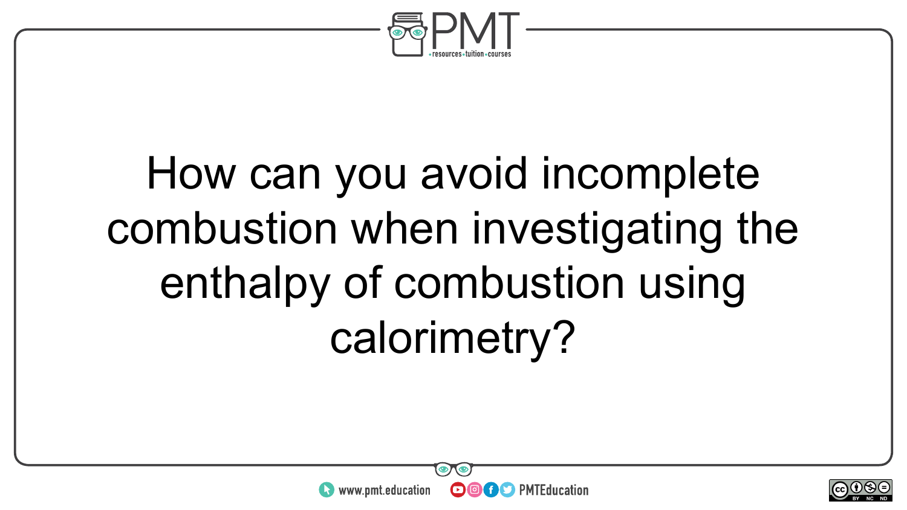How can you avoid incomplete combustion when investigating the enthalpy of combustion using calorimetry?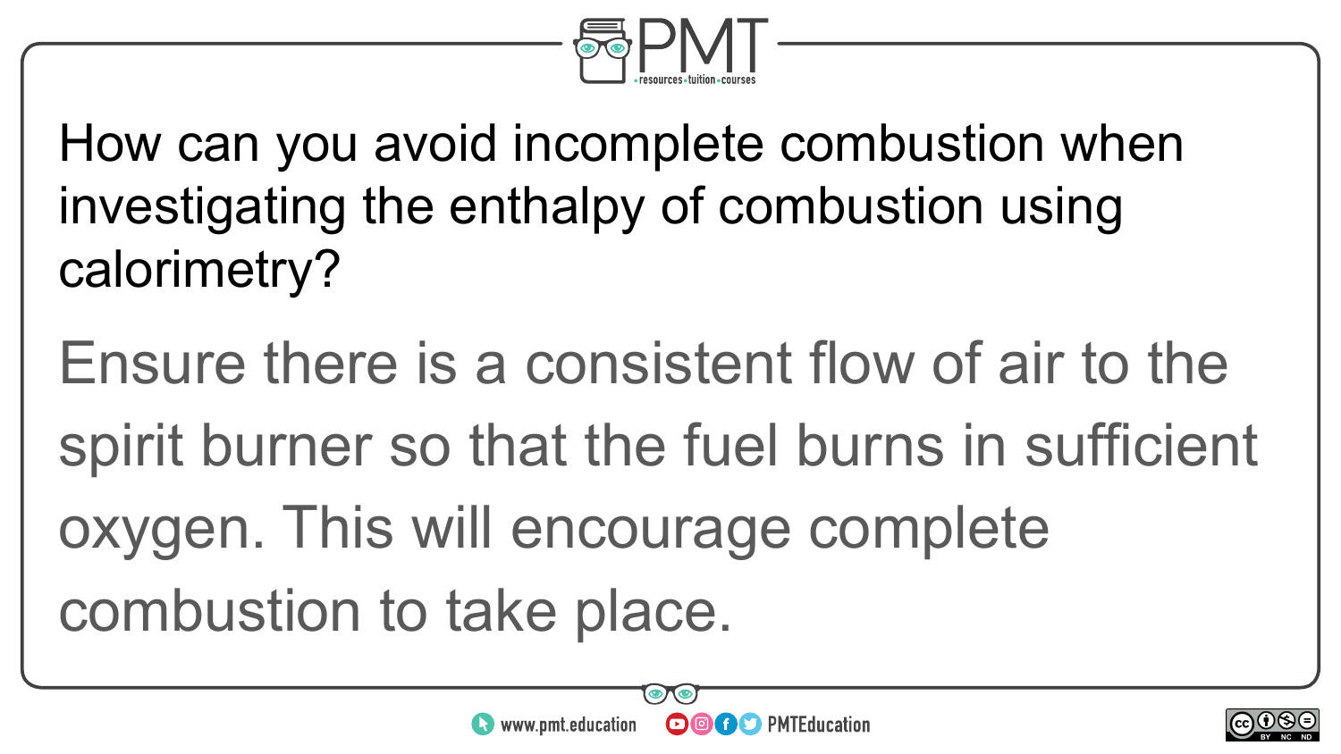How can you avoid incomplete combustion when investigating the enthalpy of combustion using calorimetry?

Ensure there is a consistent flow of air to the spirit burner so that the fuel burns in sufficient oxygen. This will encourage complete combustion to take place.